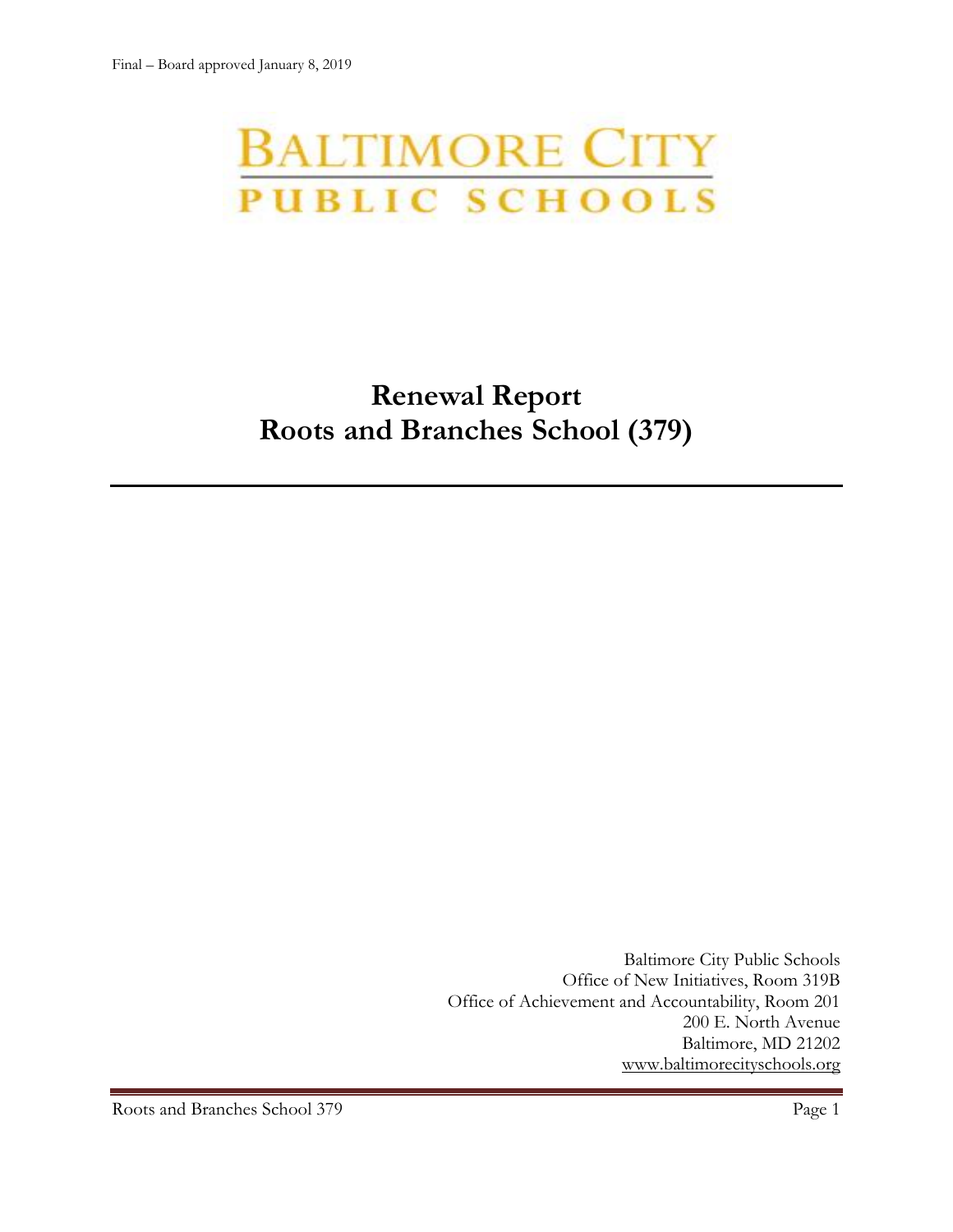Final – Board approved January 8, 2019

BALTIMORE CITY
PUBLIC SCHOOLS

# Renewal Report
# Roots and Branches School (379)

Baltimore City Public Schools
Office of New Initiatives, Room 319B
Office of Achievement and Accountability, Room 201
200 E. North Avenue
Baltimore, MD 21202
www.baltimorecityschools.org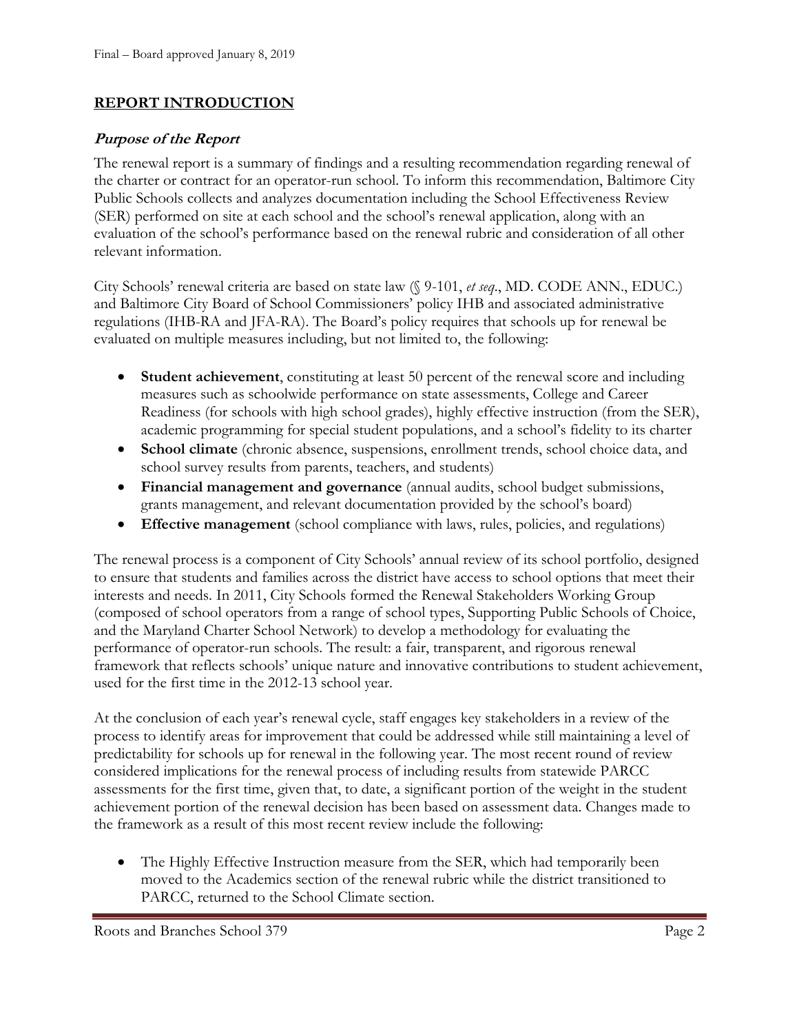## REPORT INTRODUCTION

### *Purpose of the Report*

The renewal report is a summary of findings and a resulting recommendation regarding renewal of the charter or contract for an operator-run school. To inform this recommendation, Baltimore City Public Schools collects and analyzes documentation including the School Effectiveness Review (SER) performed on site at each school and the school's renewal application, along with an evaluation of the school's performance based on the renewal rubric and consideration of all other relevant information.

City Schools' renewal criteria are based on state law (§ 9-101, *et seq*., MD. CODE ANN., EDUC.) and Baltimore City Board of School Commissioners' policy IHB and associated administrative regulations (IHB-RA and JFA-RA). The Board's policy requires that schools up for renewal be evaluated on multiple measures including, but not limited to, the following:

- **Student achievement**, constituting at least 50 percent of the renewal score and including measures such as schoolwide performance on state assessments, College and Career Readiness (for schools with high school grades), highly effective instruction (from the SER), academic programming for special student populations, and a school's fidelity to its charter
- **School climate** (chronic absence, suspensions, enrollment trends, school choice data, and school survey results from parents, teachers, and students)
- **Financial management and governance** (annual audits, school budget submissions, grants management, and relevant documentation provided by the school's board)
- **Effective management** (school compliance with laws, rules, policies, and regulations)

The renewal process is a component of City Schools' annual review of its school portfolio, designed to ensure that students and families across the district have access to school options that meet their interests and needs. In 2011, City Schools formed the Renewal Stakeholders Working Group (composed of school operators from a range of school types, Supporting Public Schools of Choice, and the Maryland Charter School Network) to develop a methodology for evaluating the performance of operator-run schools. The result: a fair, transparent, and rigorous renewal framework that reflects schools' unique nature and innovative contributions to student achievement, used for the first time in the 2012-13 school year.

At the conclusion of each year's renewal cycle, staff engages key stakeholders in a review of the process to identify areas for improvement that could be addressed while still maintaining a level of predictability for schools up for renewal in the following year. The most recent round of review considered implications for the renewal process of including results from statewide PARCC assessments for the first time, given that, to date, a significant portion of the weight in the student achievement portion of the renewal decision has been based on assessment data. Changes made to the framework as a result of this most recent review include the following:

- The Highly Effective Instruction measure from the SER, which had temporarily been moved to the Academics section of the renewal rubric while the district transitioned to PARCC, returned to the School Climate section.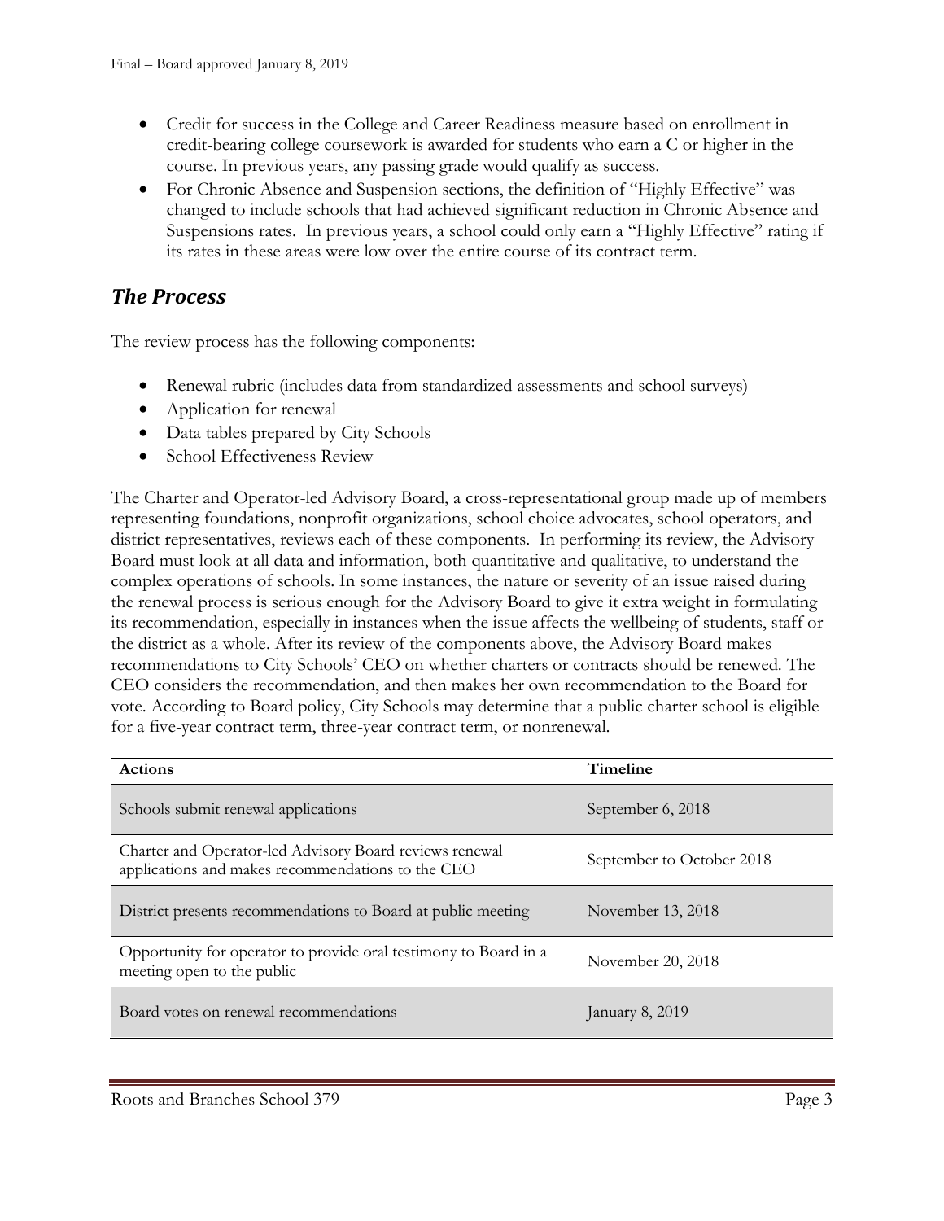- Credit for success in the College and Career Readiness measure based on enrollment in credit-bearing college coursework is awarded for students who earn a C or higher in the course. In previous years, any passing grade would qualify as success.
- For Chronic Absence and Suspension sections, the definition of "Highly Effective" was changed to include schools that had achieved significant reduction in Chronic Absence and Suspensions rates. In previous years, a school could only earn a "Highly Effective" rating if its rates in these areas were low over the entire course of its contract term.

## *The Process*

The review process has the following components:

- Renewal rubric (includes data from standardized assessments and school surveys)
- Application for renewal
- Data tables prepared by City Schools
- School Effectiveness Review

The Charter and Operator-led Advisory Board, a cross-representational group made up of members representing foundations, nonprofit organizations, school choice advocates, school operators, and district representatives, reviews each of these components. In performing its review, the Advisory Board must look at all data and information, both quantitative and qualitative, to understand the complex operations of schools. In some instances, the nature or severity of an issue raised during the renewal process is serious enough for the Advisory Board to give it extra weight in formulating its recommendation, especially in instances when the issue affects the wellbeing of students, staff or the district as a whole. After its review of the components above, the Advisory Board makes recommendations to City Schools' CEO on whether charters or contracts should be renewed. The CEO considers the recommendation, and then makes her own recommendation to the Board for vote. According to Board policy, City Schools may determine that a public charter school is eligible for a five-year contract term, three-year contract term, or nonrenewal.

| Actions | Timeline |
|---|---|
| Schools submit renewal applications | September 6, 2018 |
| Charter and Operator-led Advisory Board reviews renewal applications and makes recommendations to the CEO | September to October 2018 |
| District presents recommendations to Board at public meeting | November 13, 2018 |
| Opportunity for operator to provide oral testimony to Board in a meeting open to the public | November 20, 2018 |
| Board votes on renewal recommendations | January 8, 2019 |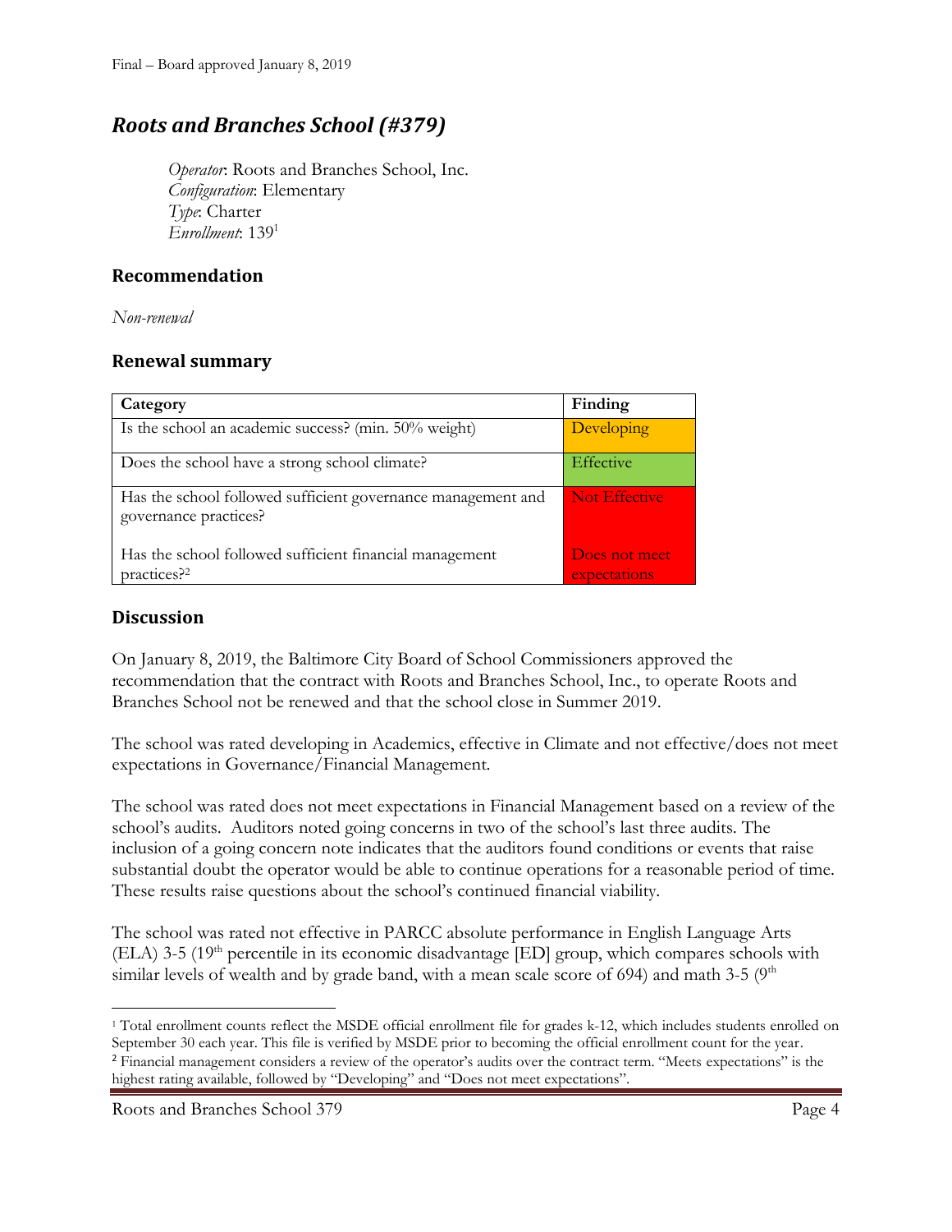Final – Board approved January 8, 2019

## *Roots and Branches School (#379)*

*Operator*: Roots and Branches School, Inc.
*Configuration*: Elementary
*Type*: Charter
*Enrollment*: 139[1]

### Recommendation

*Non-renewal*

### Renewal summary

| Category | Finding |
|---|---|
| Is the school an academic success? (min. 50% weight) | Developing |
| Does the school have a strong school climate? | Effective |
| Has the school followed sufficient governance management and governance practices? | Not Effective |
| Has the school followed sufficient financial management practices?[2] | Does not meet expectations |

### Discussion

On January 8, 2019, the Baltimore City Board of School Commissioners approved the recommendation that the contract with Roots and Branches School, Inc., to operate Roots and Branches School not be renewed and that the school close in Summer 2019.

The school was rated developing in Academics, effective in Climate and not effective/does not meet expectations in Governance/Financial Management.

The school was rated does not meet expectations in Financial Management based on a review of the school's audits. Auditors noted going concerns in two of the school's last three audits. The inclusion of a going concern note indicates that the auditors found conditions or events that raise substantial doubt the operator would be able to continue operations for a reasonable period of time. These results raise questions about the school's continued financial viability.

The school was rated not effective in PARCC absolute performance in English Language Arts (ELA) 3-5 (19th percentile in its economic disadvantage [ED] group, which compares schools with similar levels of wealth and by grade band, with a mean scale score of 694) and math 3-5 (9th

---

[1] Total enrollment counts reflect the MSDE official enrollment file for grades k-12, which includes students enrolled on September 30 each year. This file is verified by MSDE prior to becoming the official enrollment count for the year.

[2] Financial management considers a review of the operator's audits over the contract term. "Meets expectations" is the highest rating available, followed by "Developing" and "Does not meet expectations".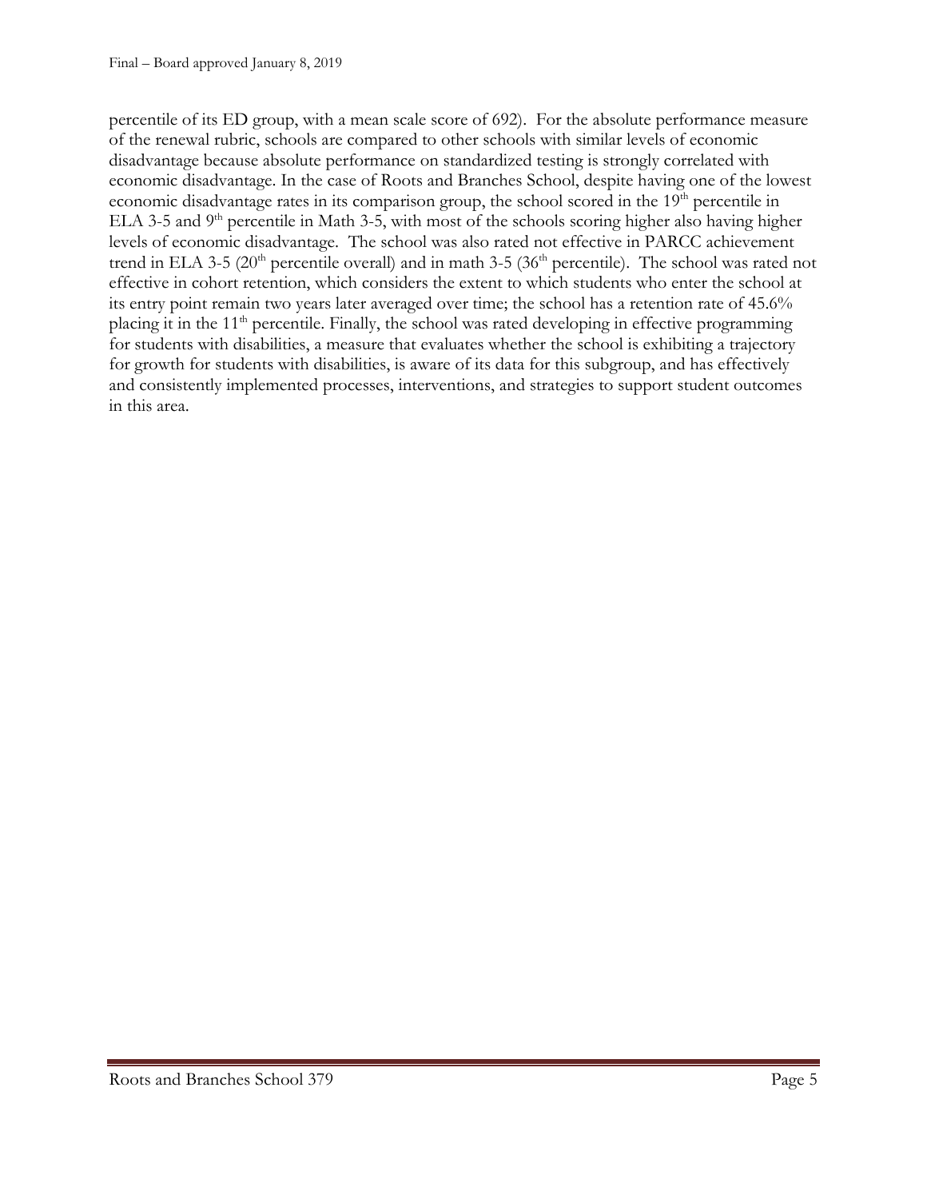percentile of its ED group, with a mean scale score of 692). For the absolute performance measure of the renewal rubric, schools are compared to other schools with similar levels of economic disadvantage because absolute performance on standardized testing is strongly correlated with economic disadvantage. In the case of Roots and Branches School, despite having one of the lowest economic disadvantage rates in its comparison group, the school scored in the 19th percentile in ELA 3-5 and 9th percentile in Math 3-5, with most of the schools scoring higher also having higher levels of economic disadvantage. The school was also rated not effective in PARCC achievement trend in ELA 3-5 (20th percentile overall) and in math 3-5 (36th percentile). The school was rated not effective in cohort retention, which considers the extent to which students who enter the school at its entry point remain two years later averaged over time; the school has a retention rate of 45.6% placing it in the 11th percentile. Finally, the school was rated developing in effective programming for students with disabilities, a measure that evaluates whether the school is exhibiting a trajectory for growth for students with disabilities, is aware of its data for this subgroup, and has effectively and consistently implemented processes, interventions, and strategies to support student outcomes in this area.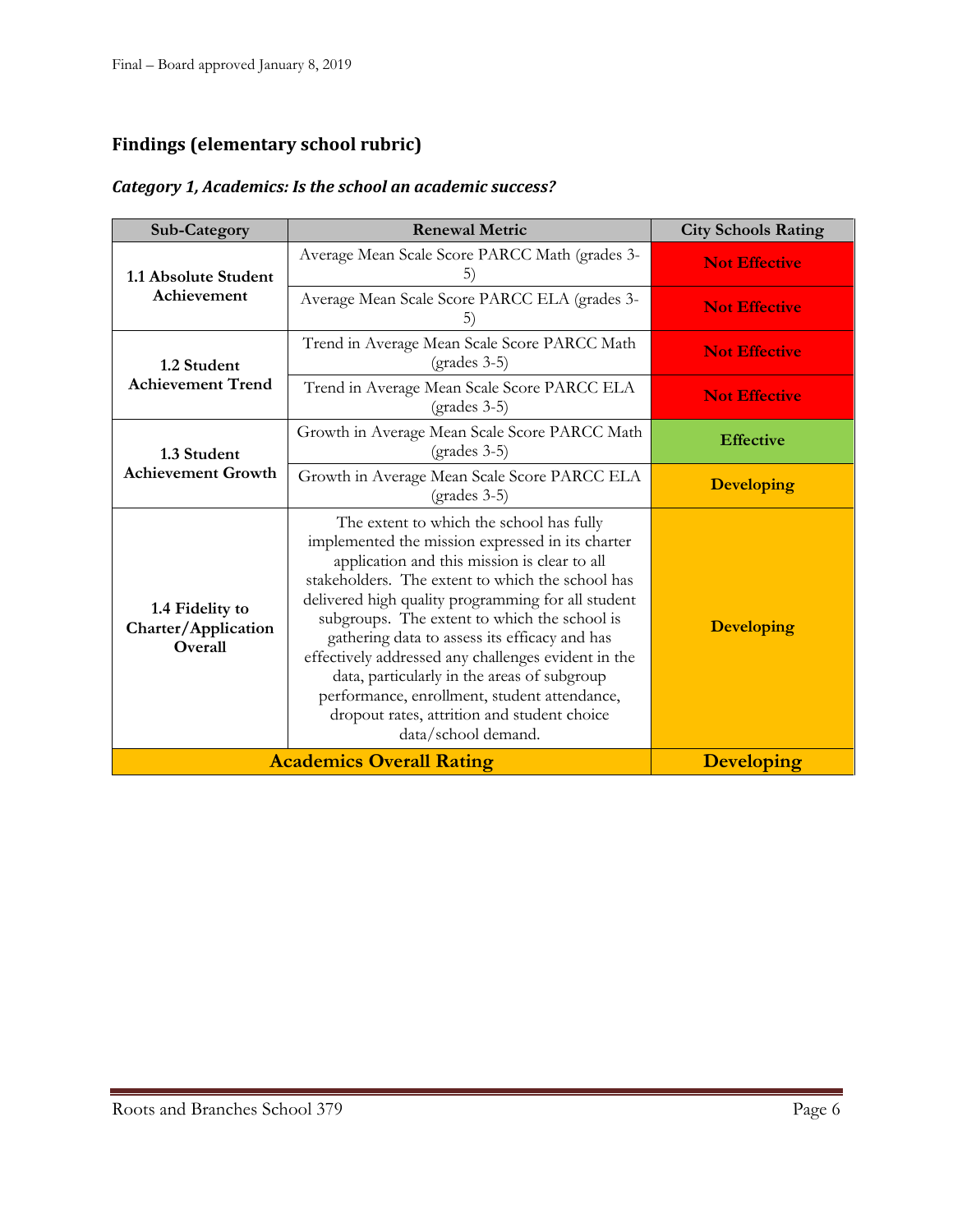## Findings (elementary school rubric)

### *Category 1, Academics: Is the school an academic success?*

| Sub-Category | Renewal Metric | City Schools Rating |
|---|---|---|
| **1.1 Absolute Student Achievement** | Average Mean Scale Score PARCC Math (grades 3-5) | **Not Effective** |
| | Average Mean Scale Score PARCC ELA (grades 3-5) | **Not Effective** |
| **1.2 Student Achievement Trend** | Trend in Average Mean Scale Score PARCC Math (grades 3-5) | **Not Effective** |
| | Trend in Average Mean Scale Score PARCC ELA (grades 3-5) | **Not Effective** |
| **1.3 Student Achievement Growth** | Growth in Average Mean Scale Score PARCC Math (grades 3-5) | **Effective** |
| | Growth in Average Mean Scale Score PARCC ELA (grades 3-5) | **Developing** |
| **1.4 Fidelity to Charter/Application Overall** | The extent to which the school has fully implemented the mission expressed in its charter application and this mission is clear to all stakeholders. The extent to which the school has delivered high quality programming for all student subgroups. The extent to which the school is gathering data to assess its efficacy and has effectively addressed any challenges evident in the data, particularly in the areas of subgroup performance, enrollment, student attendance, dropout rates, attrition and student choice data/school demand. | **Developing** |
| **Academics Overall Rating** | | **Developing** |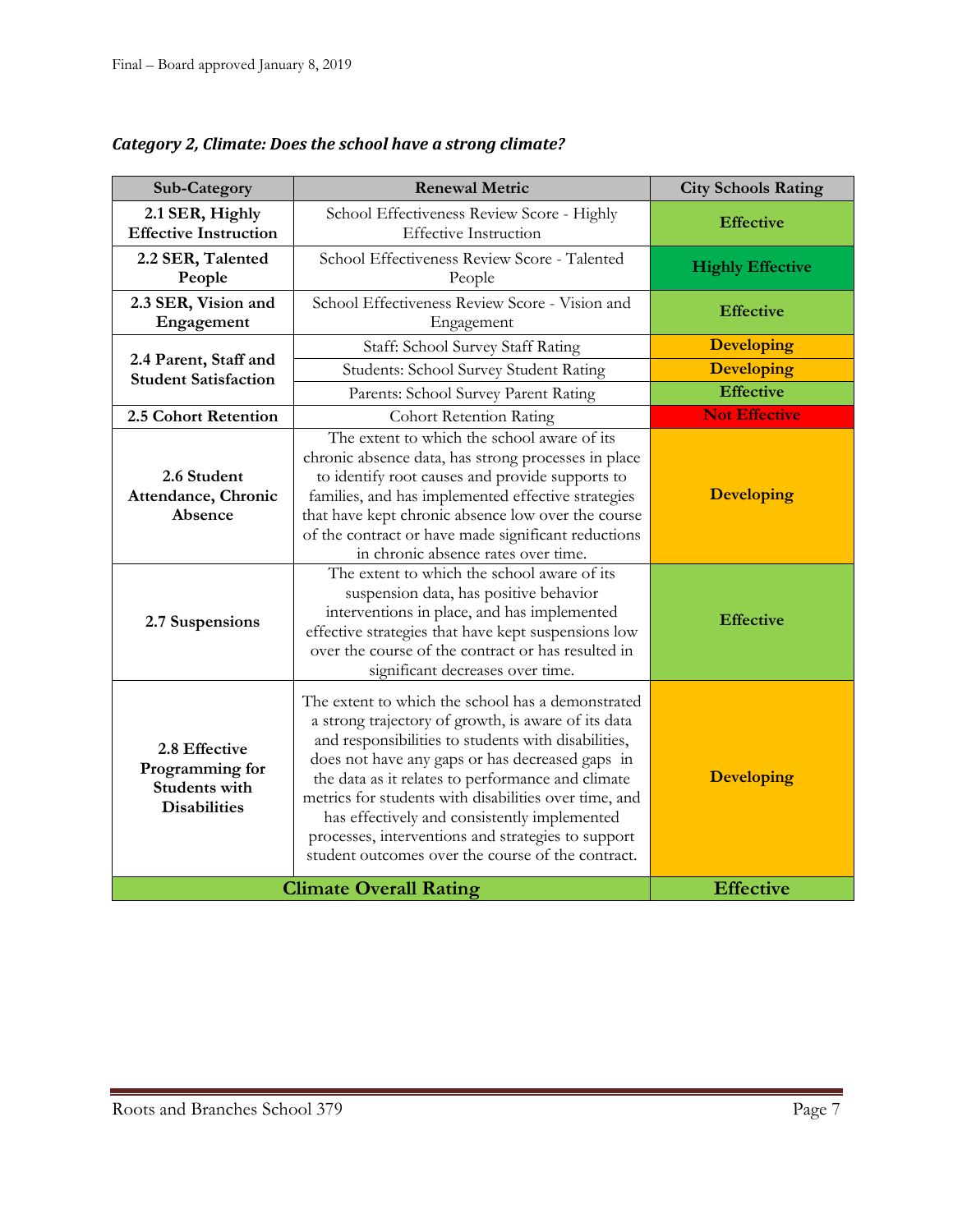### *Category 2, Climate: Does the school have a strong climate?*

| Sub-Category | Renewal Metric | City Schools Rating |
|---|---|---|
| **2.1 SER, Highly Effective Instruction** | School Effectiveness Review Score - Highly Effective Instruction | **Effective** |
| **2.2 SER, Talented People** | School Effectiveness Review Score - Talented People | **Highly Effective** |
| **2.3 SER, Vision and Engagement** | School Effectiveness Review Score - Vision and Engagement | **Effective** |
| **2.4 Parent, Staff and Student Satisfaction** | Staff: School Survey Staff Rating | **Developing** |
| | Students: School Survey Student Rating | **Developing** |
| | Parents: School Survey Parent Rating | **Effective** |
| **2.5 Cohort Retention** | Cohort Retention Rating | **Not Effective** |
| **2.6 Student Attendance, Chronic Absence** | The extent to which the school aware of its chronic absence data, has strong processes in place to identify root causes and provide supports to families, and has implemented effective strategies that have kept chronic absence low over the course of the contract or have made significant reductions in chronic absence rates over time. | **Developing** |
| **2.7 Suspensions** | The extent to which the school aware of its suspension data, has positive behavior interventions in place, and has implemented effective strategies that have kept suspensions low over the course of the contract or has resulted in significant decreases over time. | **Effective** |
| **2.8 Effective Programming for Students with Disabilities** | The extent to which the school has a demonstrated a strong trajectory of growth, is aware of its data and responsibilities to students with disabilities, does not have any gaps or has decreased gaps in the data as it relates to performance and climate metrics for students with disabilities over time, and has effectively and consistently implemented processes, interventions and strategies to support student outcomes over the course of the contract. | **Developing** |
| **Climate Overall Rating** | | **Effective** |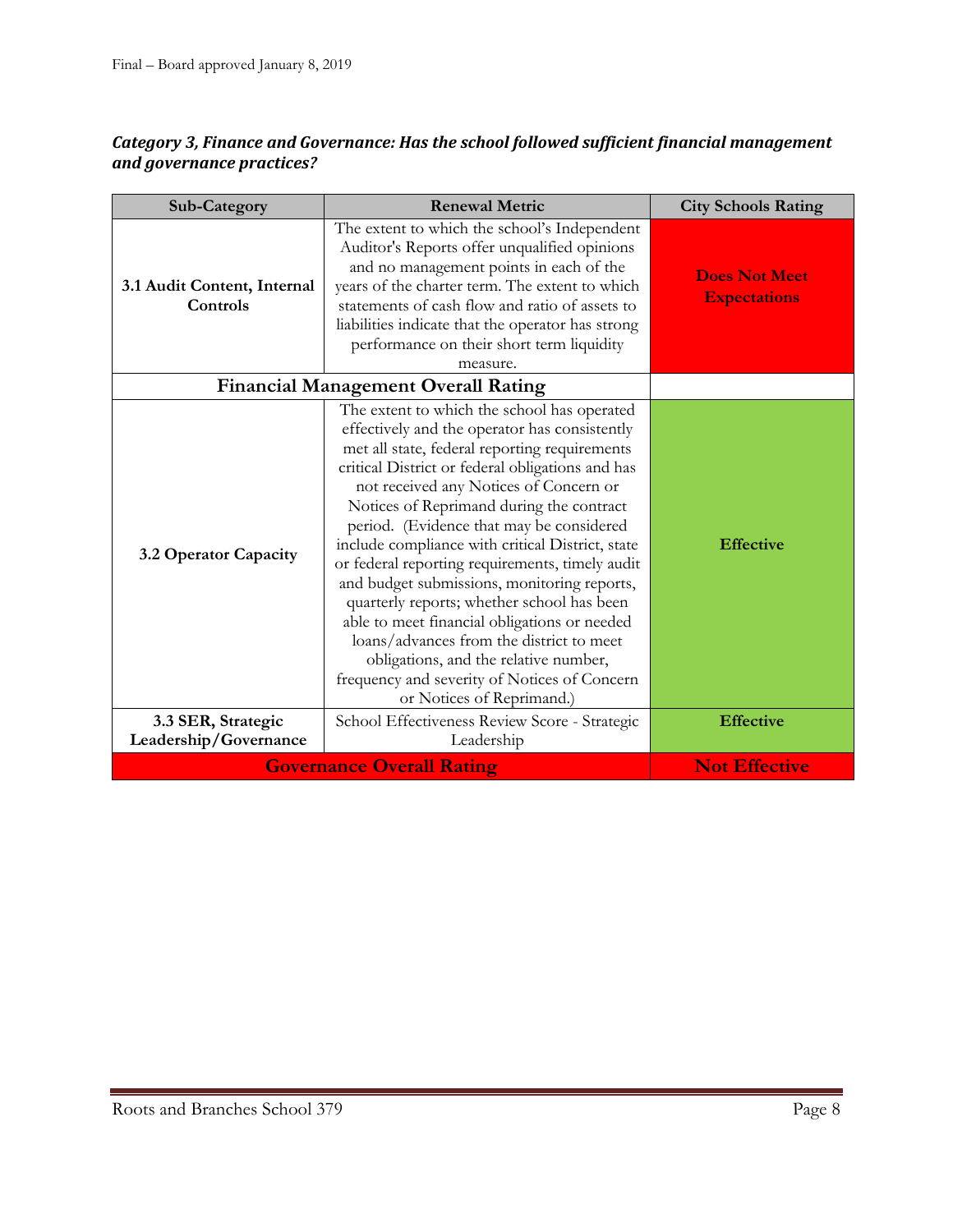Final – Board approved January 8, 2019

### *Category 3, Finance and Governance: Has the school followed sufficient financial management and governance practices?*

| Sub-Category | Renewal Metric | City Schools Rating |
|---|---|---|
| **3.1 Audit Content, Internal Controls** | The extent to which the school's Independent Auditor's Reports offer unqualified opinions and no management points in each of the years of the charter term. The extent to which statements of cash flow and ratio of assets to liabilities indicate that the operator has strong performance on their short term liquidity measure. | **Does Not Meet Expectations** |
| **Financial Management Overall Rating** | | |
| **3.2 Operator Capacity** | The extent to which the school has operated effectively and the operator has consistently met all state, federal reporting requirements critical District or federal obligations and has not received any Notices of Concern or Notices of Reprimand during the contract period. (Evidence that may be considered include compliance with critical District, state or federal reporting requirements, timely audit and budget submissions, monitoring reports, quarterly reports; whether school has been able to meet financial obligations or needed loans/advances from the district to meet obligations, and the relative number, frequency and severity of Notices of Concern or Notices of Reprimand.) | **Effective** |
| **3.3 SER, Strategic Leadership/Governance** | School Effectiveness Review Score - Strategic Leadership | **Effective** |
| **Governance Overall Rating** | | **Not Effective** |